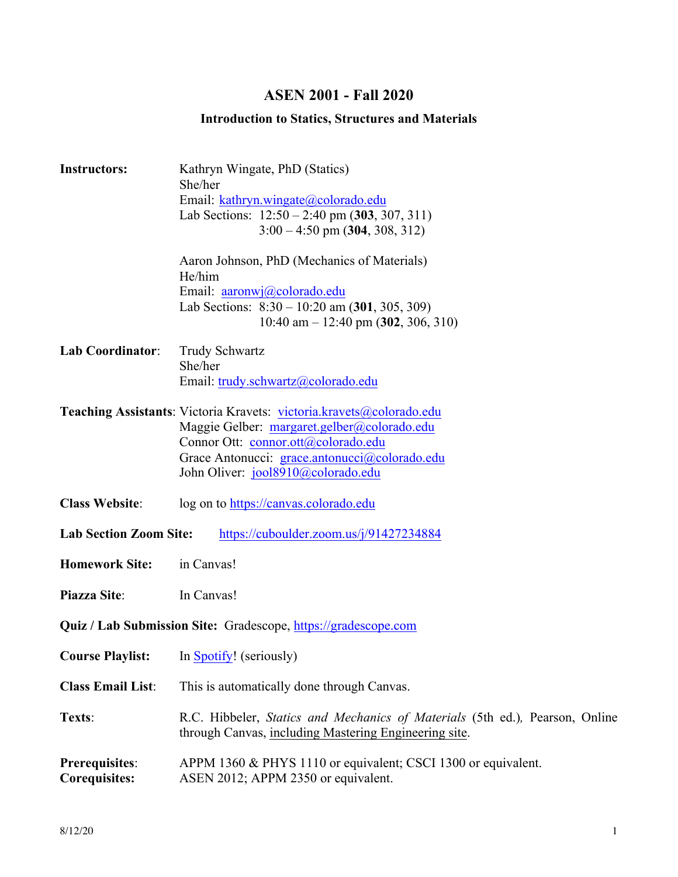# ASEN 2001 - Fall 2020

## Introduction to Statics, Structures and Materials

**Instructors:** Kathryn Wingate, PhD (Statics)
She/her
Email: kathryn.wingate@colorado.edu
Lab Sections: 12:50 – 2:40 pm (**303**, 307, 311)
3:00 – 4:50 pm (**304**, 308, 312)

Aaron Johnson, PhD (Mechanics of Materials)
He/him
Email: aaronwj@colorado.edu
Lab Sections: 8:30 – 10:20 am (**301**, 305, 309)
10:40 am – 12:40 pm (**302**, 306, 310)

**Lab Coordinator**: Trudy Schwartz
She/her
Email: trudy.schwartz@colorado.edu

**Teaching Assistants**: Victoria Kravets: victoria.kravets@colorado.edu
Maggie Gelber: margaret.gelber@colorado.edu
Connor Ott: connor.ott@colorado.edu
Grace Antonucci: grace.antonucci@colorado.edu
John Oliver: jool8910@colorado.edu

**Class Website**: log on to https://canvas.colorado.edu

**Lab Section Zoom Site:** https://cuboulder.zoom.us/j/91427234884

**Homework Site:** in Canvas!

**Piazza Site**: In Canvas!

**Quiz / Lab Submission Site:** Gradescope, https://gradescope.com

**Course Playlist:** In Spotify! (seriously)

**Class Email List**: This is automatically done through Canvas.

**Texts**: R.C. Hibbeler, *Statics and Mechanics of Materials* (5th ed.), Pearson, Online through Canvas, including Mastering Engineering site.

**Prerequisites**: APPM 1360 & PHYS 1110 or equivalent; CSCI 1300 or equivalent.
**Corequisites:** ASEN 2012; APPM 2350 or equivalent.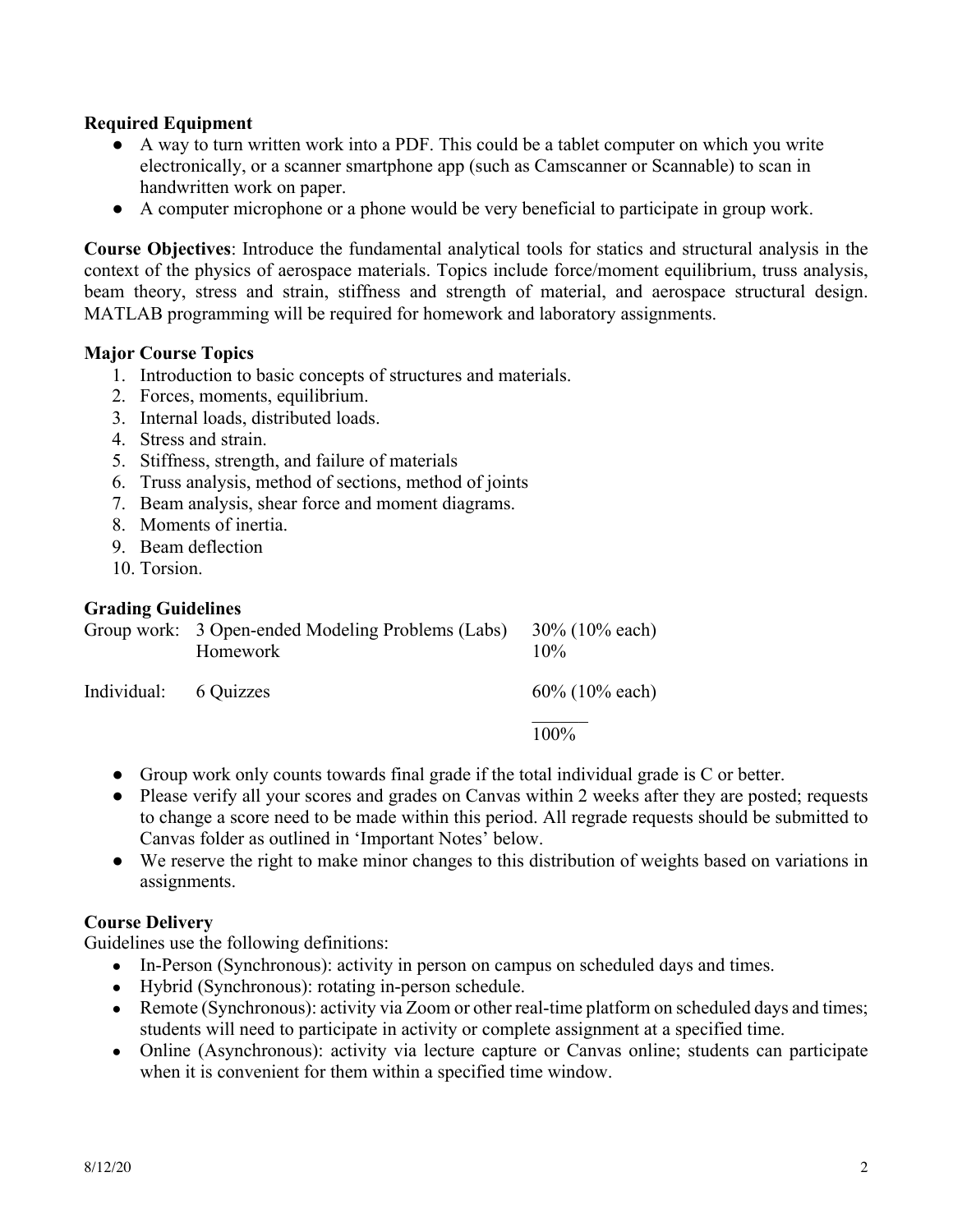**Required Equipment**

- A way to turn written work into a PDF. This could be a tablet computer on which you write electronically, or a scanner smartphone app (such as Camscanner or Scannable) to scan in handwritten work on paper.
- A computer microphone or a phone would be very beneficial to participate in group work.

**Course Objectives**: Introduce the fundamental analytical tools for statics and structural analysis in the context of the physics of aerospace materials. Topics include force/moment equilibrium, truss analysis, beam theory, stress and strain, stiffness and strength of material, and aerospace structural design. MATLAB programming will be required for homework and laboratory assignments.

**Major Course Topics**

1. Introduction to basic concepts of structures and materials.
2. Forces, moments, equilibrium.
3. Internal loads, distributed loads.
4. Stress and strain.
5. Stiffness, strength, and failure of materials
6. Truss analysis, method of sections, method of joints
7. Beam analysis, shear force and moment diagrams.
8. Moments of inertia.
9. Beam deflection
10. Torsion.

**Grading Guidelines**

| | | |
|---|---|---|
| Group work: | 3 Open-ended Modeling Problems (Labs) | 30% (10% each) |
| | Homework | 10% |
| Individual: | 6 Quizzes | 60% (10% each) |
| | | 100% |

- Group work only counts towards final grade if the total individual grade is C or better.
- Please verify all your scores and grades on Canvas within 2 weeks after they are posted; requests to change a score need to be made within this period. All regrade requests should be submitted to Canvas folder as outlined in 'Important Notes' below.
- We reserve the right to make minor changes to this distribution of weights based on variations in assignments.

**Course Delivery**

Guidelines use the following definitions:

- In-Person (Synchronous): activity in person on campus on scheduled days and times.
- Hybrid (Synchronous): rotating in-person schedule.
- Remote (Synchronous): activity via Zoom or other real-time platform on scheduled days and times; students will need to participate in activity or complete assignment at a specified time.
- Online (Asynchronous): activity via lecture capture or Canvas online; students can participate when it is convenient for them within a specified time window.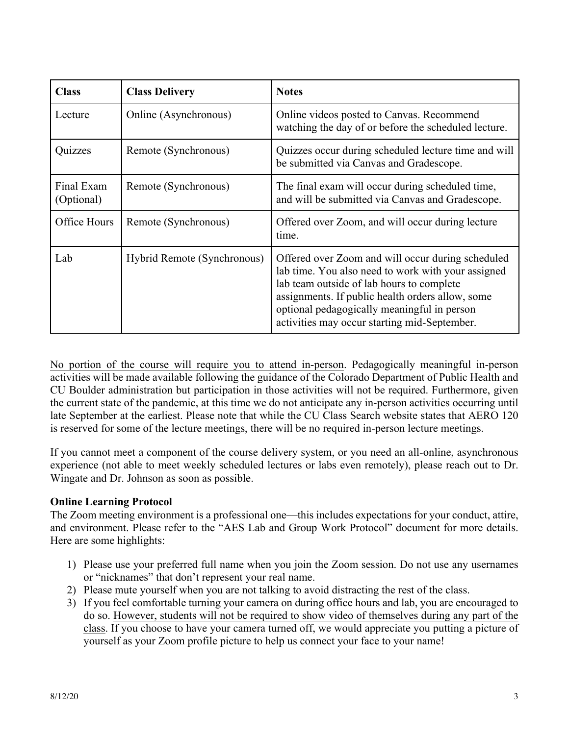| Class | Class Delivery | Notes |
| --- | --- | --- |
| Lecture | Online (Asynchronous) | Online videos posted to Canvas. Recommend watching the day of or before the scheduled lecture. |
| Quizzes | Remote (Synchronous) | Quizzes occur during scheduled lecture time and will be submitted via Canvas and Gradescope. |
| Final Exam (Optional) | Remote (Synchronous) | The final exam will occur during scheduled time, and will be submitted via Canvas and Gradescope. |
| Office Hours | Remote (Synchronous) | Offered over Zoom, and will occur during lecture time. |
| Lab | Hybrid Remote (Synchronous) | Offered over Zoom and will occur during scheduled lab time. You also need to work with your assigned lab team outside of lab hours to complete assignments. If public health orders allow, some optional pedagogically meaningful in person activities may occur starting mid-September. |

<u>No portion of the course will require you to attend in-person</u>. Pedagogically meaningful in-person activities will be made available following the guidance of the Colorado Department of Public Health and CU Boulder administration but participation in those activities will not be required. Furthermore, given the current state of the pandemic, at this time we do not anticipate any in-person activities occurring until late September at the earliest. Please note that while the CU Class Search website states that AERO 120 is reserved for some of the lecture meetings, there will be no required in-person lecture meetings.

If you cannot meet a component of the course delivery system, or you need an all-online, asynchronous experience (not able to meet weekly scheduled lectures or labs even remotely), please reach out to Dr. Wingate and Dr. Johnson as soon as possible.

**Online Learning Protocol**

The Zoom meeting environment is a professional one—this includes expectations for your conduct, attire, and environment. Please refer to the "AES Lab and Group Work Protocol" document for more details. Here are some highlights:

1) Please use your preferred full name when you join the Zoom session. Do not use any usernames or "nicknames" that don't represent your real name.
2) Please mute yourself when you are not talking to avoid distracting the rest of the class.
3) If you feel comfortable turning your camera on during office hours and lab, you are encouraged to do so. <u>However, students will not be required to show video of themselves during any part of the class</u>. If you choose to have your camera turned off, we would appreciate you putting a picture of yourself as your Zoom profile picture to help us connect your face to your name!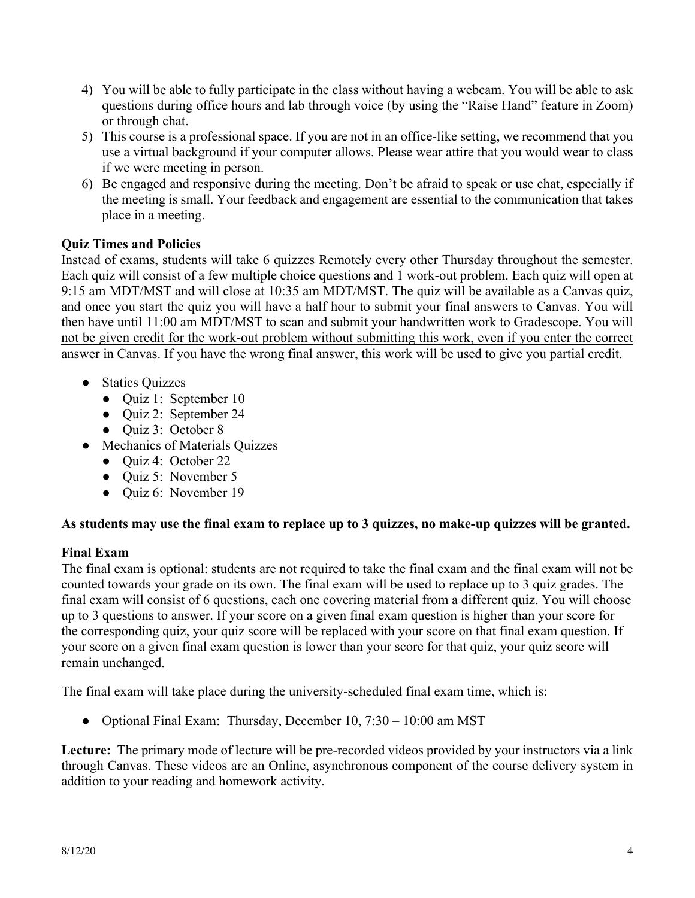4) You will be able to fully participate in the class without having a webcam. You will be able to ask questions during office hours and lab through voice (by using the "Raise Hand" feature in Zoom) or through chat.
5) This course is a professional space. If you are not in an office-like setting, we recommend that you use a virtual background if your computer allows. Please wear attire that you would wear to class if we were meeting in person.
6) Be engaged and responsive during the meeting. Don't be afraid to speak or use chat, especially if the meeting is small. Your feedback and engagement are essential to the communication that takes place in a meeting.

**Quiz Times and Policies**

Instead of exams, students will take 6 quizzes Remotely every other Thursday throughout the semester. Each quiz will consist of a few multiple choice questions and 1 work-out problem. Each quiz will open at 9:15 am MDT/MST and will close at 10:35 am MDT/MST. The quiz will be available as a Canvas quiz, and once you start the quiz you will have a half hour to submit your final answers to Canvas. You will then have until 11:00 am MDT/MST to scan and submit your handwritten work to Gradescope. <u>You will not be given credit for the work-out problem without submitting this work, even if you enter the correct answer in Canvas</u>. If you have the wrong final answer, this work will be used to give you partial credit.

- Statics Quizzes
  - Quiz 1: September 10
  - Quiz 2: September 24
  - Quiz 3: October 8
- Mechanics of Materials Quizzes
  - Quiz 4: October 22
  - Quiz 5: November 5
  - Quiz 6: November 19

**As students may use the final exam to replace up to 3 quizzes, no make-up quizzes will be granted.**

**Final Exam**

The final exam is optional: students are not required to take the final exam and the final exam will not be counted towards your grade on its own. The final exam will be used to replace up to 3 quiz grades. The final exam will consist of 6 questions, each one covering material from a different quiz. You will choose up to 3 questions to answer. If your score on a given final exam question is higher than your score for the corresponding quiz, your quiz score will be replaced with your score on that final exam question. If your score on a given final exam question is lower than your score for that quiz, your quiz score will remain unchanged.

The final exam will take place during the university-scheduled final exam time, which is:

- Optional Final Exam: Thursday, December 10, 7:30 – 10:00 am MST

**Lecture:** The primary mode of lecture will be pre-recorded videos provided by your instructors via a link through Canvas. These videos are an Online, asynchronous component of the course delivery system in addition to your reading and homework activity.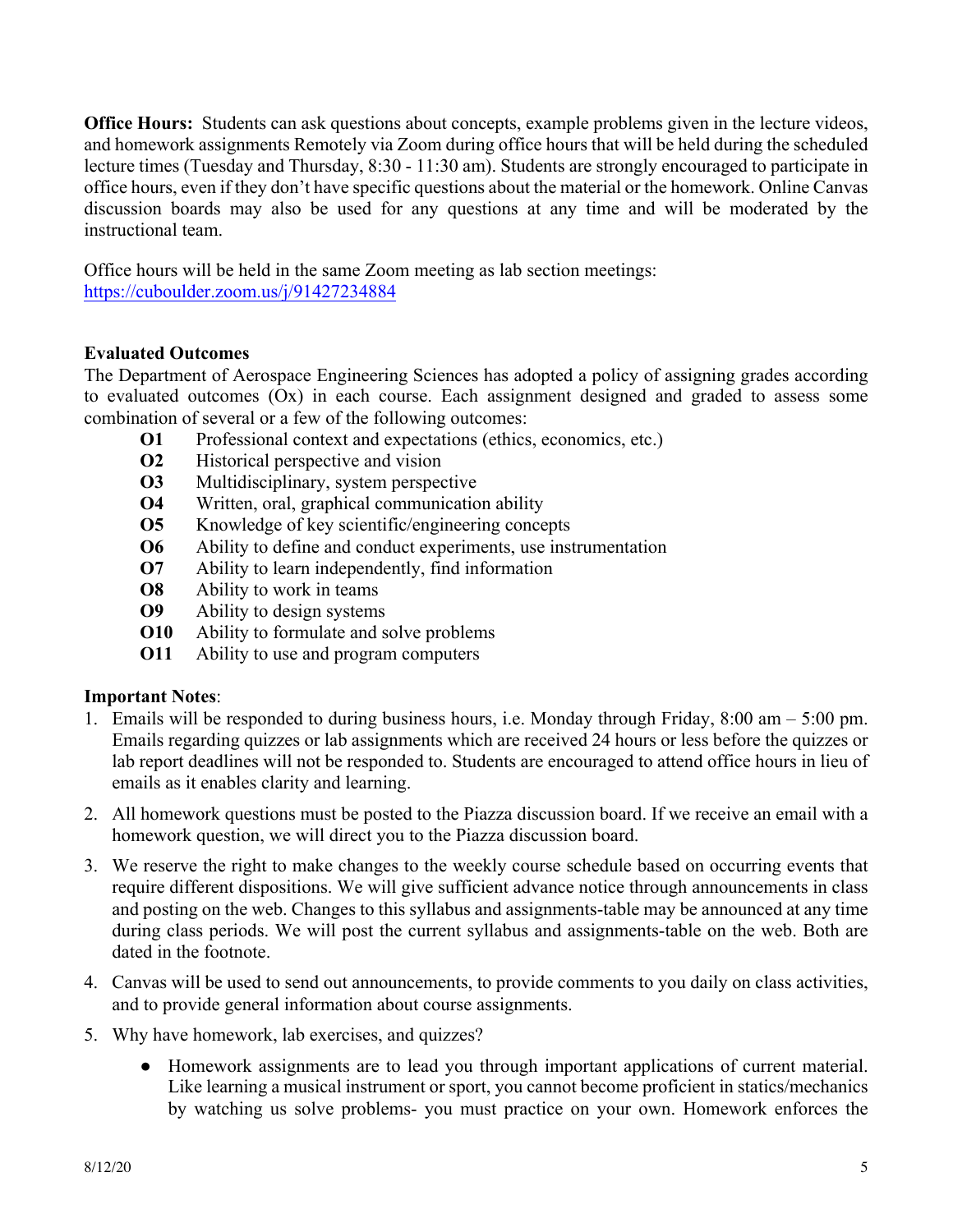**Office Hours:** Students can ask questions about concepts, example problems given in the lecture videos, and homework assignments Remotely via Zoom during office hours that will be held during the scheduled lecture times (Tuesday and Thursday, 8:30 - 11:30 am). Students are strongly encouraged to participate in office hours, even if they don't have specific questions about the material or the homework. Online Canvas discussion boards may also be used for any questions at any time and will be moderated by the instructional team.

Office hours will be held in the same Zoom meeting as lab section meetings:
[https://cuboulder.zoom.us/j/91427234884](https://cuboulder.zoom.us/j/91427234884)

**Evaluated Outcomes**

The Department of Aerospace Engineering Sciences has adopted a policy of assigning grades according to evaluated outcomes (Ox) in each course. Each assignment designed and graded to assess some combination of several or a few of the following outcomes:

- **O1** Professional context and expectations (ethics, economics, etc.)
- **O2** Historical perspective and vision
- **O3** Multidisciplinary, system perspective
- **O4** Written, oral, graphical communication ability
- **O5** Knowledge of key scientific/engineering concepts
- **O6** Ability to define and conduct experiments, use instrumentation
- **O7** Ability to learn independently, find information
- **O8** Ability to work in teams
- **O9** Ability to design systems
- **O10** Ability to formulate and solve problems
- **O11** Ability to use and program computers

**Important Notes**:

1. Emails will be responded to during business hours, i.e. Monday through Friday, 8:00 am – 5:00 pm. Emails regarding quizzes or lab assignments which are received 24 hours or less before the quizzes or lab report deadlines will not be responded to. Students are encouraged to attend office hours in lieu of emails as it enables clarity and learning.

2. All homework questions must be posted to the Piazza discussion board. If we receive an email with a homework question, we will direct you to the Piazza discussion board.

3. We reserve the right to make changes to the weekly course schedule based on occurring events that require different dispositions. We will give sufficient advance notice through announcements in class and posting on the web. Changes to this syllabus and assignments-table may be announced at any time during class periods. We will post the current syllabus and assignments-table on the web. Both are dated in the footnote.

4. Canvas will be used to send out announcements, to provide comments to you daily on class activities, and to provide general information about course assignments.

5. Why have homework, lab exercises, and quizzes?

   - Homework assignments are to lead you through important applications of current material. Like learning a musical instrument or sport, you cannot become proficient in statics/mechanics by watching us solve problems- you must practice on your own. Homework enforces the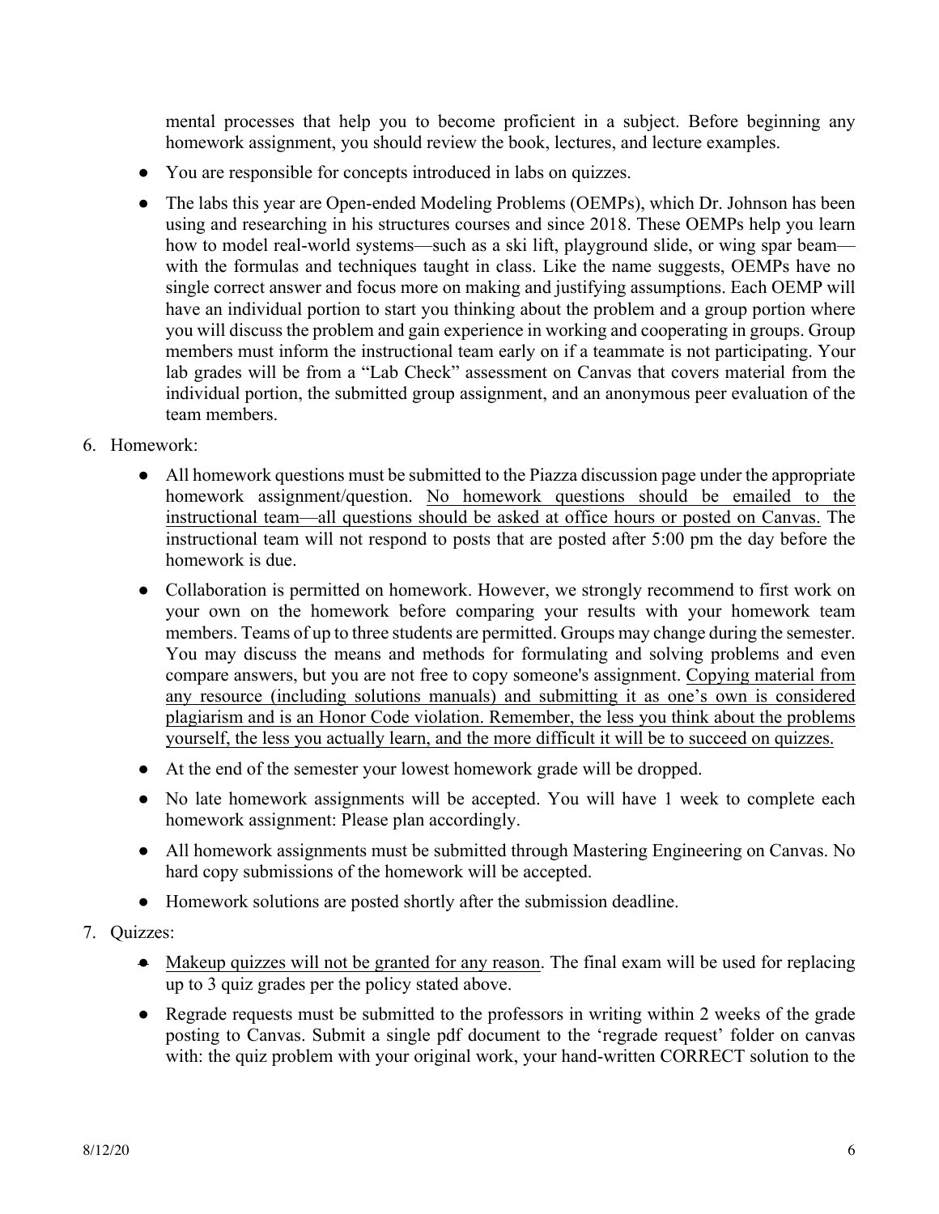mental processes that help you to become proficient in a subject. Before beginning any homework assignment, you should review the book, lectures, and lecture examples.

- You are responsible for concepts introduced in labs on quizzes.
- The labs this year are Open-ended Modeling Problems (OEMPs), which Dr. Johnson has been using and researching in his structures courses and since 2018. These OEMPs help you learn how to model real-world systems—such as a ski lift, playground slide, or wing spar beam—with the formulas and techniques taught in class. Like the name suggests, OEMPs have no single correct answer and focus more on making and justifying assumptions. Each OEMP will have an individual portion to start you thinking about the problem and a group portion where you will discuss the problem and gain experience in working and cooperating in groups. Group members must inform the instructional team early on if a teammate is not participating. Your lab grades will be from a "Lab Check" assessment on Canvas that covers material from the individual portion, the submitted group assignment, and an anonymous peer evaluation of the team members.

6. Homework:
   - All homework questions must be submitted to the Piazza discussion page under the appropriate homework assignment/question. No homework questions should be emailed to the instructional team—all questions should be asked at office hours or posted on Canvas. The instructional team will not respond to posts that are posted after 5:00 pm the day before the homework is due.
   - Collaboration is permitted on homework. However, we strongly recommend to first work on your own on the homework before comparing your results with your homework team members. Teams of up to three students are permitted. Groups may change during the semester. You may discuss the means and methods for formulating and solving problems and even compare answers, but you are not free to copy someone's assignment. Copying material from any resource (including solutions manuals) and submitting it as one's own is considered plagiarism and is an Honor Code violation. Remember, the less you think about the problems yourself, the less you actually learn, and the more difficult it will be to succeed on quizzes.
   - At the end of the semester your lowest homework grade will be dropped.
   - No late homework assignments will be accepted. You will have 1 week to complete each homework assignment: Please plan accordingly.
   - All homework assignments must be submitted through Mastering Engineering on Canvas. No hard copy submissions of the homework will be accepted.
   - Homework solutions are posted shortly after the submission deadline.

7. Quizzes:
   - Makeup quizzes will not be granted for any reason. The final exam will be used for replacing up to 3 quiz grades per the policy stated above.
   - Regrade requests must be submitted to the professors in writing within 2 weeks of the grade posting to Canvas. Submit a single pdf document to the 'regrade request' folder on canvas with: the quiz problem with your original work, your hand-written CORRECT solution to the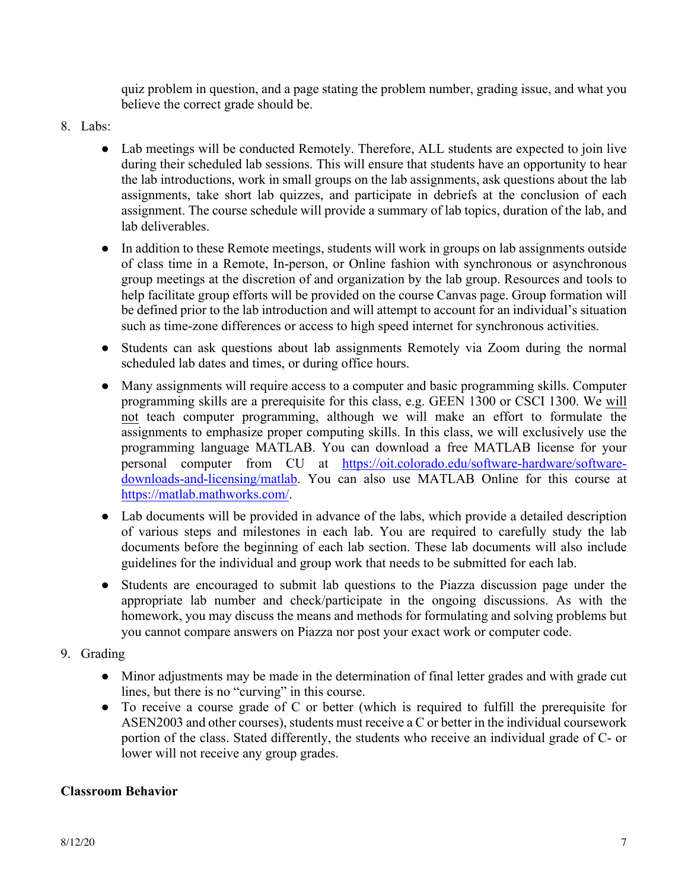quiz problem in question, and a page stating the problem number, grading issue, and what you believe the correct grade should be.

8. Labs:

    - Lab meetings will be conducted Remotely. Therefore, ALL students are expected to join live during their scheduled lab sessions. This will ensure that students have an opportunity to hear the lab introductions, work in small groups on the lab assignments, ask questions about the lab assignments, take short lab quizzes, and participate in debriefs at the conclusion of each assignment. The course schedule will provide a summary of lab topics, duration of the lab, and lab deliverables.
    - In addition to these Remote meetings, students will work in groups on lab assignments outside of class time in a Remote, In-person, or Online fashion with synchronous or asynchronous group meetings at the discretion of and organization by the lab group. Resources and tools to help facilitate group efforts will be provided on the course Canvas page. Group formation will be defined prior to the lab introduction and will attempt to account for an individual's situation such as time-zone differences or access to high speed internet for synchronous activities.
    - Students can ask questions about lab assignments Remotely via Zoom during the normal scheduled lab dates and times, or during office hours.
    - Many assignments will require access to a computer and basic programming skills. Computer programming skills are a prerequisite for this class, e.g. GEEN 1300 or CSCI 1300. We <u>will not</u> teach computer programming, although we will make an effort to formulate the assignments to emphasize proper computing skills. In this class, we will exclusively use the programming language MATLAB. You can download a free MATLAB license for your personal computer from CU at [https://oit.colorado.edu/software-hardware/software-downloads-and-licensing/matlab](https://oit.colorado.edu/software-hardware/software-downloads-and-licensing/matlab). You can also use MATLAB Online for this course at [https://matlab.mathworks.com/](https://matlab.mathworks.com/).
    - Lab documents will be provided in advance of the labs, which provide a detailed description of various steps and milestones in each lab. You are required to carefully study the lab documents before the beginning of each lab section. These lab documents will also include guidelines for the individual and group work that needs to be submitted for each lab.
    - Students are encouraged to submit lab questions to the Piazza discussion page under the appropriate lab number and check/participate in the ongoing discussions. As with the homework, you may discuss the means and methods for formulating and solving problems but you cannot compare answers on Piazza nor post your exact work or computer code.

9. Grading

    - Minor adjustments may be made in the determination of final letter grades and with grade cut lines, but there is no "curving" in this course.
    - To receive a course grade of C or better (which is required to fulfill the prerequisite for ASEN2003 and other courses), students must receive a C or better in the individual coursework portion of the class. Stated differently, the students who receive an individual grade of C- or lower will not receive any group grades.

**Classroom Behavior**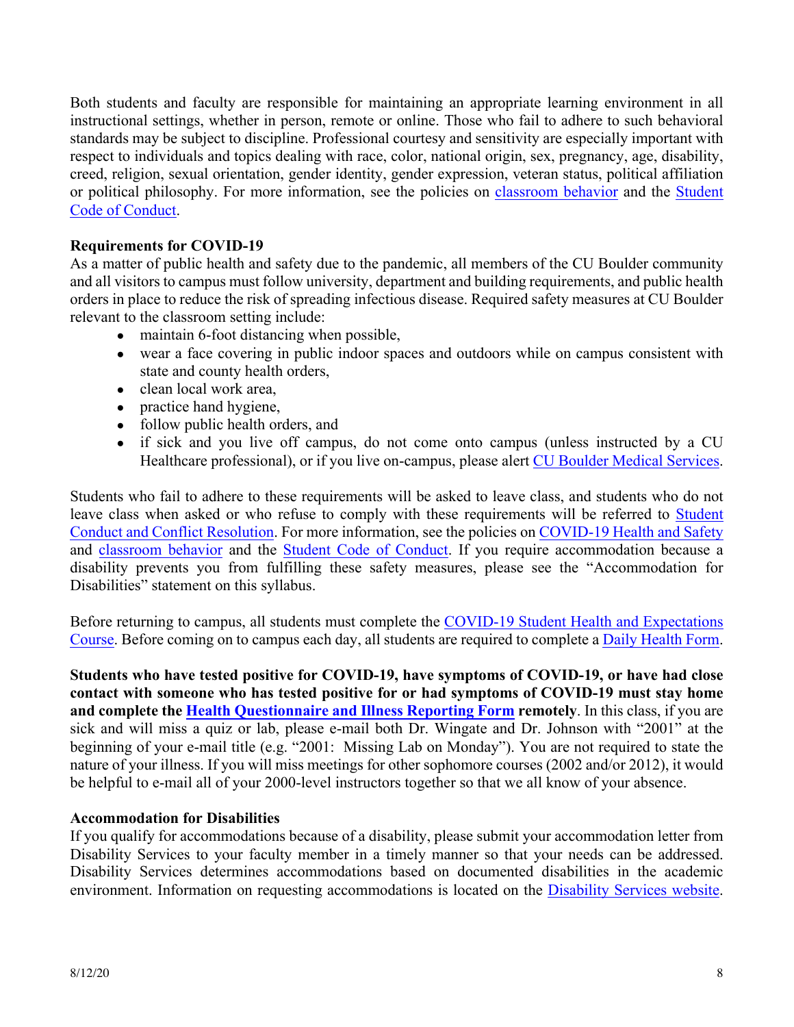Both students and faculty are responsible for maintaining an appropriate learning environment in all instructional settings, whether in person, remote or online. Those who fail to adhere to such behavioral standards may be subject to discipline. Professional courtesy and sensitivity are especially important with respect to individuals and topics dealing with race, color, national origin, sex, pregnancy, age, disability, creed, religion, sexual orientation, gender identity, gender expression, veteran status, political affiliation or political philosophy. For more information, see the policies on classroom behavior and the Student Code of Conduct.

**Requirements for COVID-19**

As a matter of public health and safety due to the pandemic, all members of the CU Boulder community and all visitors to campus must follow university, department and building requirements, and public health orders in place to reduce the risk of spreading infectious disease. Required safety measures at CU Boulder relevant to the classroom setting include:

- maintain 6-foot distancing when possible,
- wear a face covering in public indoor spaces and outdoors while on campus consistent with state and county health orders,
- clean local work area,
- practice hand hygiene,
- follow public health orders, and
- if sick and you live off campus, do not come onto campus (unless instructed by a CU Healthcare professional), or if you live on-campus, please alert CU Boulder Medical Services.

Students who fail to adhere to these requirements will be asked to leave class, and students who do not leave class when asked or who refuse to comply with these requirements will be referred to Student Conduct and Conflict Resolution. For more information, see the policies on COVID-19 Health and Safety and classroom behavior and the Student Code of Conduct. If you require accommodation because a disability prevents you from fulfilling these safety measures, please see the "Accommodation for Disabilities" statement on this syllabus.

Before returning to campus, all students must complete the COVID-19 Student Health and Expectations Course. Before coming on to campus each day, all students are required to complete a Daily Health Form.

**Students who have tested positive for COVID-19, have symptoms of COVID-19, or have had close contact with someone who has tested positive for or had symptoms of COVID-19 must stay home and complete the Health Questionnaire and Illness Reporting Form remotely**. In this class, if you are sick and will miss a quiz or lab, please e-mail both Dr. Wingate and Dr. Johnson with "2001" at the beginning of your e-mail title (e.g. "2001: Missing Lab on Monday"). You are not required to state the nature of your illness. If you will miss meetings for other sophomore courses (2002 and/or 2012), it would be helpful to e-mail all of your 2000-level instructors together so that we all know of your absence.

**Accommodation for Disabilities**

If you qualify for accommodations because of a disability, please submit your accommodation letter from Disability Services to your faculty member in a timely manner so that your needs can be addressed. Disability Services determines accommodations based on documented disabilities in the academic environment. Information on requesting accommodations is located on the Disability Services website.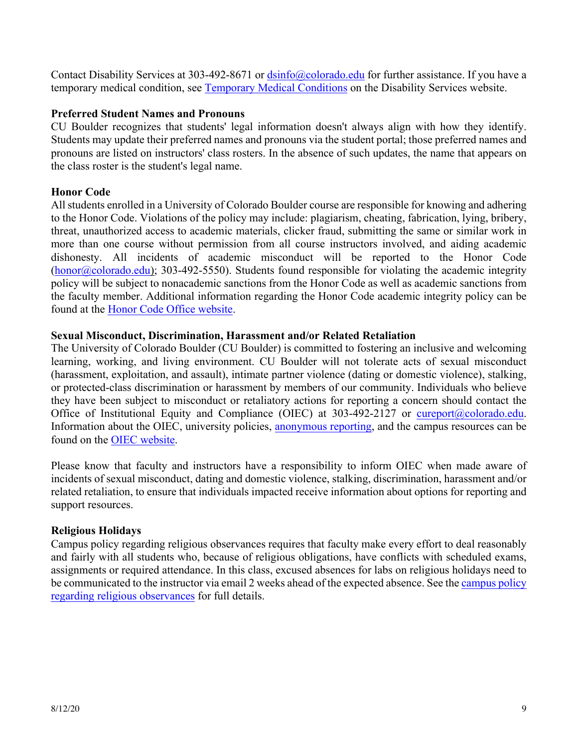Contact Disability Services at 303-492-8671 or [dsinfo@colorado.edu](mailto:dsinfo@colorado.edu) for further assistance. If you have a temporary medical condition, see [Temporary Medical Conditions]() on the Disability Services website.

**Preferred Student Names and Pronouns**

CU Boulder recognizes that students' legal information doesn't always align with how they identify. Students may update their preferred names and pronouns via the student portal; those preferred names and pronouns are listed on instructors' class rosters. In the absence of such updates, the name that appears on the class roster is the student's legal name.

**Honor Code**

All students enrolled in a University of Colorado Boulder course are responsible for knowing and adhering to the Honor Code. Violations of the policy may include: plagiarism, cheating, fabrication, lying, bribery, threat, unauthorized access to academic materials, clicker fraud, submitting the same or similar work in more than one course without permission from all course instructors involved, and aiding academic dishonesty. All incidents of academic misconduct will be reported to the Honor Code ([honor@colorado.edu](mailto:honor@colorado.edu)); 303-492-5550). Students found responsible for violating the academic integrity policy will be subject to nonacademic sanctions from the Honor Code as well as academic sanctions from the faculty member. Additional information regarding the Honor Code academic integrity policy can be found at the [Honor Code Office website]().

**Sexual Misconduct, Discrimination, Harassment and/or Related Retaliation**

The University of Colorado Boulder (CU Boulder) is committed to fostering an inclusive and welcoming learning, working, and living environment. CU Boulder will not tolerate acts of sexual misconduct (harassment, exploitation, and assault), intimate partner violence (dating or domestic violence), stalking, or protected-class discrimination or harassment by members of our community. Individuals who believe they have been subject to misconduct or retaliatory actions for reporting a concern should contact the Office of Institutional Equity and Compliance (OIEC) at 303-492-2127 or [cureport@colorado.edu](mailto:cureport@colorado.edu). Information about the OIEC, university policies, [anonymous reporting](), and the campus resources can be found on the [OIEC website]().

Please know that faculty and instructors have a responsibility to inform OIEC when made aware of incidents of sexual misconduct, dating and domestic violence, stalking, discrimination, harassment and/or related retaliation, to ensure that individuals impacted receive information about options for reporting and support resources.

**Religious Holidays**

Campus policy regarding religious observances requires that faculty make every effort to deal reasonably and fairly with all students who, because of religious obligations, have conflicts with scheduled exams, assignments or required attendance. In this class, excused absences for labs on religious holidays need to be communicated to the instructor via email 2 weeks ahead of the expected absence. See the [campus policy regarding religious observances]() for full details.